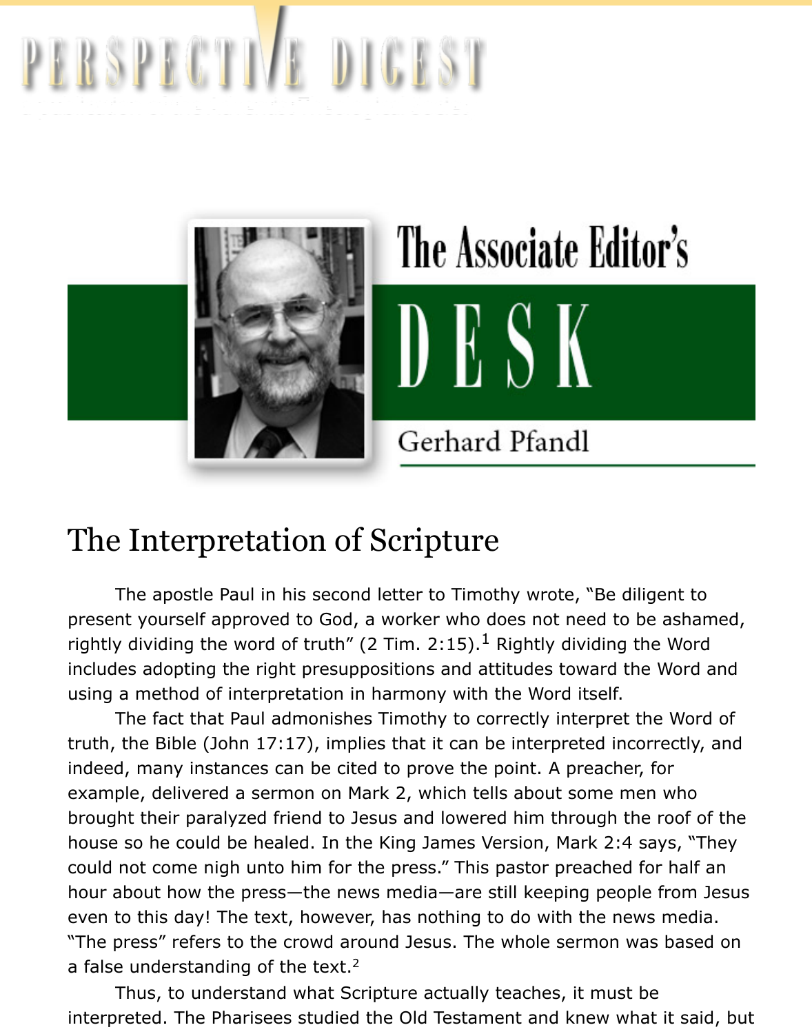# The Associate Editor's DESK

Gerhard Pfandl

## The Interpretation of Scripture

The apostle Paul in his second letter to Timothy wrote, "Be diligent to present yourself approved to God, a worker who does not need to be ashamed, rightly dividing the word of truth" (2 Tim. 2:15).[1] Rightly dividing the Word includes adopting the right presuppositions and attitudes toward the Word and using a method of interpretation in harmony with the Word itself.

The fact that Paul admonishes Timothy to correctly interpret the Word of truth, the Bible (John 17:17), implies that it can be interpreted incorrectly, and indeed, many instances can be cited to prove the point. A preacher, for example, delivered a sermon on Mark 2, which tells about some men who brought their paralyzed friend to Jesus and lowered him through the roof of the house so he could be healed. In the King James Version, Mark 2:4 says, "They could not come nigh unto him for the press." This pastor preached for half an hour about how the press—the news media—are still keeping people from Jesus even to this day! The text, however, has nothing to do with the news media. "The press" refers to the crowd around Jesus. The whole sermon was based on a false understanding of the text.[2]

Thus, to understand what Scripture actually teaches, it must be interpreted. The Pharisees studied the Old Testament and knew what it said, but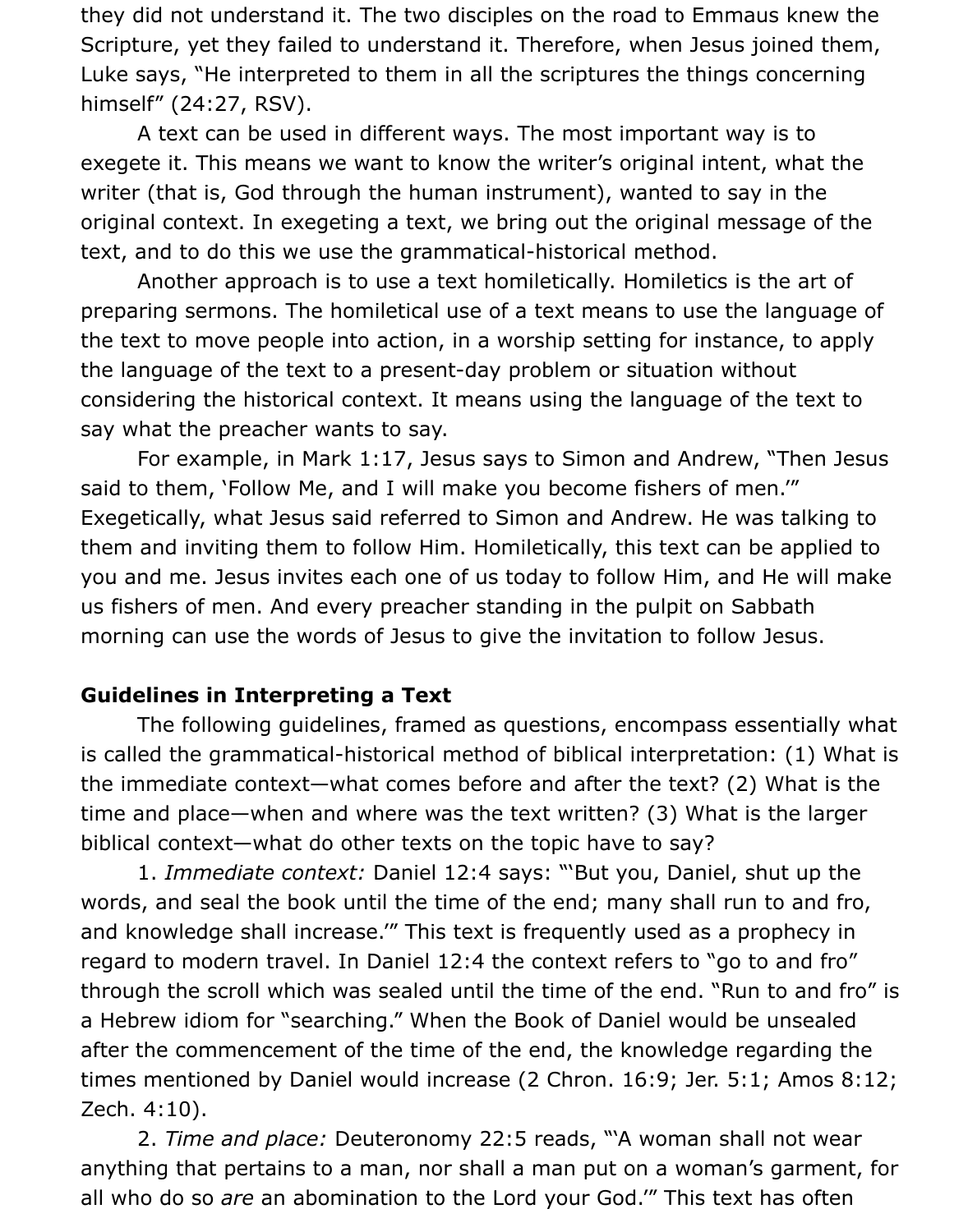they did not understand it. The two disciples on the road to Emmaus knew the Scripture, yet they failed to understand it. Therefore, when Jesus joined them, Luke says, "He interpreted to them in all the scriptures the things concerning himself" (24:27, RSV).

A text can be used in different ways. The most important way is to exegete it. This means we want to know the writer's original intent, what the writer (that is, God through the human instrument), wanted to say in the original context. In exegeting a text, we bring out the original message of the text, and to do this we use the grammatical-historical method.

Another approach is to use a text homiletically. Homiletics is the art of preparing sermons. The homiletical use of a text means to use the language of the text to move people into action, in a worship setting for instance, to apply the language of the text to a present-day problem or situation without considering the historical context. It means using the language of the text to say what the preacher wants to say.

For example, in Mark 1:17, Jesus says to Simon and Andrew, "Then Jesus said to them, 'Follow Me, and I will make you become fishers of men.'" Exegetically, what Jesus said referred to Simon and Andrew. He was talking to them and inviting them to follow Him. Homiletically, this text can be applied to you and me. Jesus invites each one of us today to follow Him, and He will make us fishers of men. And every preacher standing in the pulpit on Sabbath morning can use the words of Jesus to give the invitation to follow Jesus.

**Guidelines in Interpreting a Text**

The following guidelines, framed as questions, encompass essentially what is called the grammatical-historical method of biblical interpretation: (1) What is the immediate context—what comes before and after the text? (2) What is the time and place—when and where was the text written? (3) What is the larger biblical context—what do other texts on the topic have to say?

1. *Immediate context:* Daniel 12:4 says: "'But you, Daniel, shut up the words, and seal the book until the time of the end; many shall run to and fro, and knowledge shall increase.'" This text is frequently used as a prophecy in regard to modern travel. In Daniel 12:4 the context refers to "go to and fro" through the scroll which was sealed until the time of the end. "Run to and fro" is a Hebrew idiom for "searching." When the Book of Daniel would be unsealed after the commencement of the time of the end, the knowledge regarding the times mentioned by Daniel would increase (2 Chron. 16:9; Jer. 5:1; Amos 8:12; Zech. 4:10).

2. *Time and place:* Deuteronomy 22:5 reads, "'A woman shall not wear anything that pertains to a man, nor shall a man put on a woman's garment, for all who do so *are* an abomination to the Lord your God.'" This text has often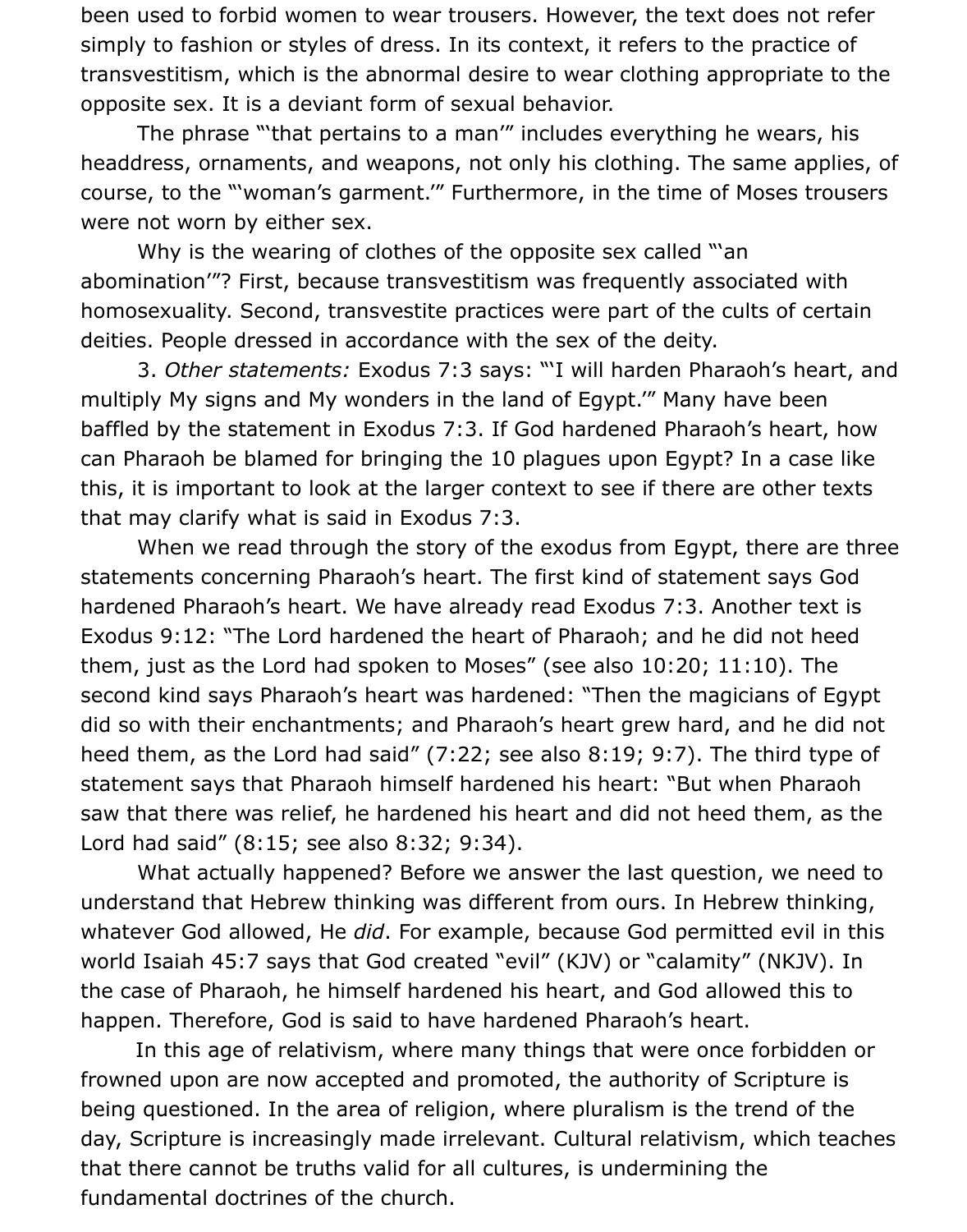been used to forbid women to wear trousers. However, the text does not refer simply to fashion or styles of dress. In its context, it refers to the practice of transvestitism, which is the abnormal desire to wear clothing appropriate to the opposite sex. It is a deviant form of sexual behavior.

The phrase "'that pertains to a man'" includes everything he wears, his headdress, ornaments, and weapons, not only his clothing. The same applies, of course, to the "'woman's garment.'" Furthermore, in the time of Moses trousers were not worn by either sex.

Why is the wearing of clothes of the opposite sex called "'an abomination'"? First, because transvestitism was frequently associated with homosexuality. Second, transvestite practices were part of the cults of certain deities. People dressed in accordance with the sex of the deity.

3. *Other statements:* Exodus 7:3 says: "'I will harden Pharaoh's heart, and multiply My signs and My wonders in the land of Egypt.'" Many have been baffled by the statement in Exodus 7:3. If God hardened Pharaoh's heart, how can Pharaoh be blamed for bringing the 10 plagues upon Egypt? In a case like this, it is important to look at the larger context to see if there are other texts that may clarify what is said in Exodus 7:3.

When we read through the story of the exodus from Egypt, there are three statements concerning Pharaoh's heart. The first kind of statement says God hardened Pharaoh's heart. We have already read Exodus 7:3. Another text is Exodus 9:12: "The Lord hardened the heart of Pharaoh; and he did not heed them, just as the Lord had spoken to Moses" (see also 10:20; 11:10). The second kind says Pharaoh's heart was hardened: "Then the magicians of Egypt did so with their enchantments; and Pharaoh's heart grew hard, and he did not heed them, as the Lord had said" (7:22; see also 8:19; 9:7). The third type of statement says that Pharaoh himself hardened his heart: "But when Pharaoh saw that there was relief, he hardened his heart and did not heed them, as the Lord had said" (8:15; see also 8:32; 9:34).

What actually happened? Before we answer the last question, we need to understand that Hebrew thinking was different from ours. In Hebrew thinking, whatever God allowed, He *did*. For example, because God permitted evil in this world Isaiah 45:7 says that God created "evil" (KJV) or "calamity" (NKJV). In the case of Pharaoh, he himself hardened his heart, and God allowed this to happen. Therefore, God is said to have hardened Pharaoh's heart.

In this age of relativism, where many things that were once forbidden or frowned upon are now accepted and promoted, the authority of Scripture is being questioned. In the area of religion, where pluralism is the trend of the day, Scripture is increasingly made irrelevant. Cultural relativism, which teaches that there cannot be truths valid for all cultures, is undermining the fundamental doctrines of the church.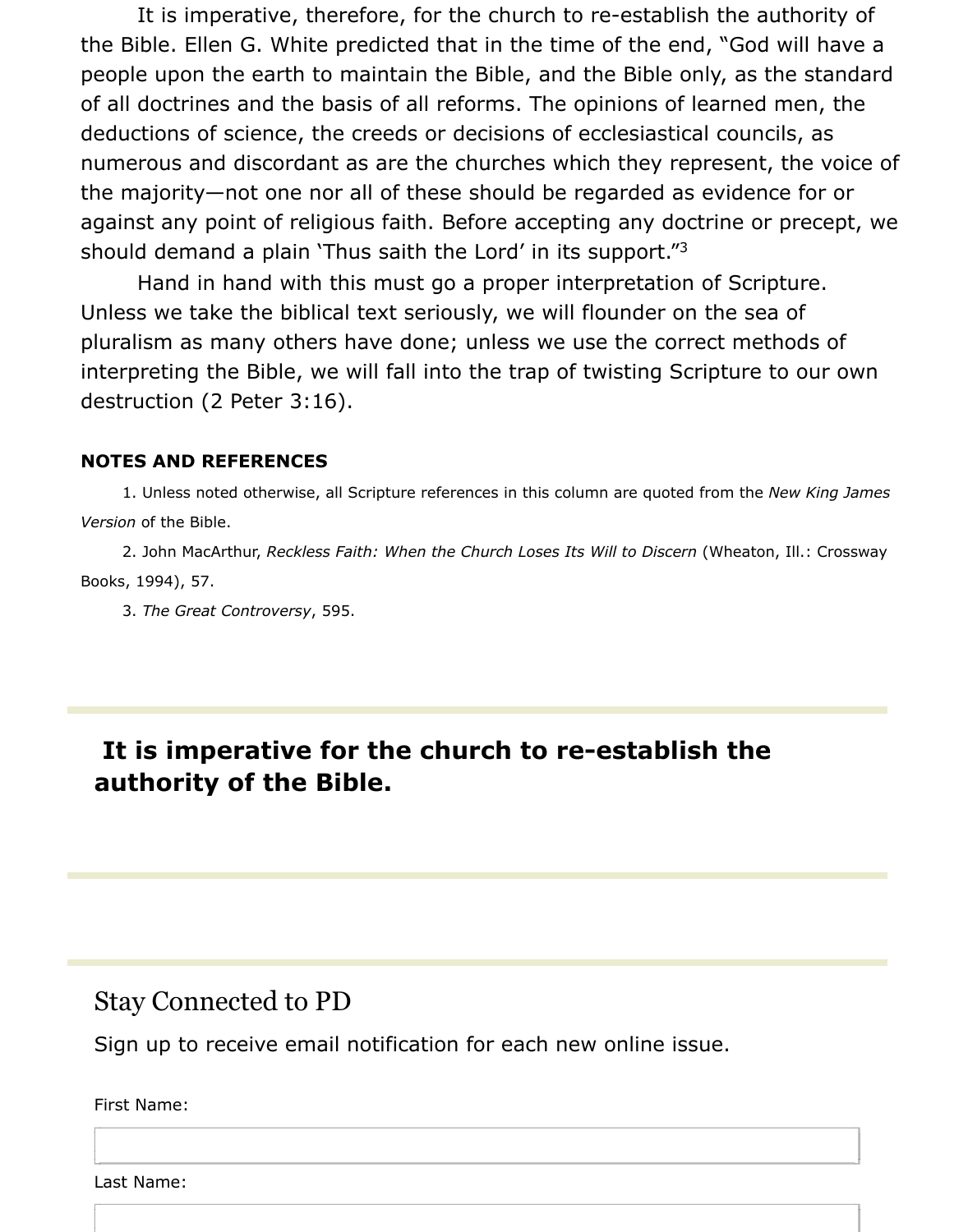It is imperative, therefore, for the church to re-establish the authority of the Bible. Ellen G. White predicted that in the time of the end, "God will have a people upon the earth to maintain the Bible, and the Bible only, as the standard of all doctrines and the basis of all reforms. The opinions of learned men, the deductions of science, the creeds or decisions of ecclesiastical councils, as numerous and discordant as are the churches which they represent, the voice of the majority—not one nor all of these should be regarded as evidence for or against any point of religious faith. Before accepting any doctrine or precept, we should demand a plain 'Thus saith the Lord' in its support."[3]

Hand in hand with this must go a proper interpretation of Scripture. Unless we take the biblical text seriously, we will flounder on the sea of pluralism as many others have done; unless we use the correct methods of interpreting the Bible, we will fall into the trap of twisting Scripture to our own destruction (2 Peter 3:16).

**NOTES AND REFERENCES**

1. Unless noted otherwise, all Scripture references in this column are quoted from the *New King James Version* of the Bible.
2. John MacArthur, *Reckless Faith: When the Church Loses Its Will to Discern* (Wheaton, Ill.: Crossway Books, 1994), 57.
3. *The Great Controversy*, 595.

**It is imperative for the church to re-establish the authority of the Bible.**

## Stay Connected to PD

Sign up to receive email notification for each new online issue.

First Name:

Last Name: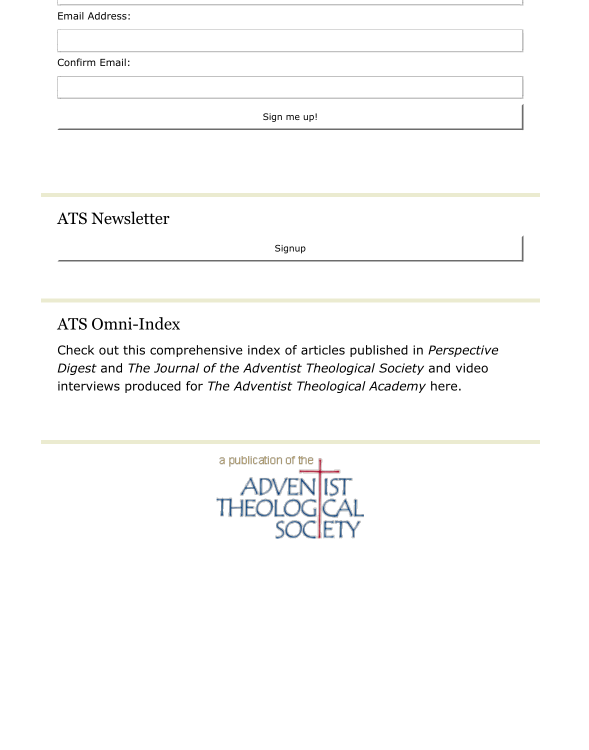Email Address:

Confirm Email:

Sign me up!

## ATS Newsletter

Signup

## ATS Omni-Index

Check out this comprehensive index of articles published in *Perspective Digest* and *The Journal of the Adventist Theological Society* and video interviews produced for *The Adventist Theological Academy* here.

a publication of the ADVENTIST THEOLOGICAL SOCIETY